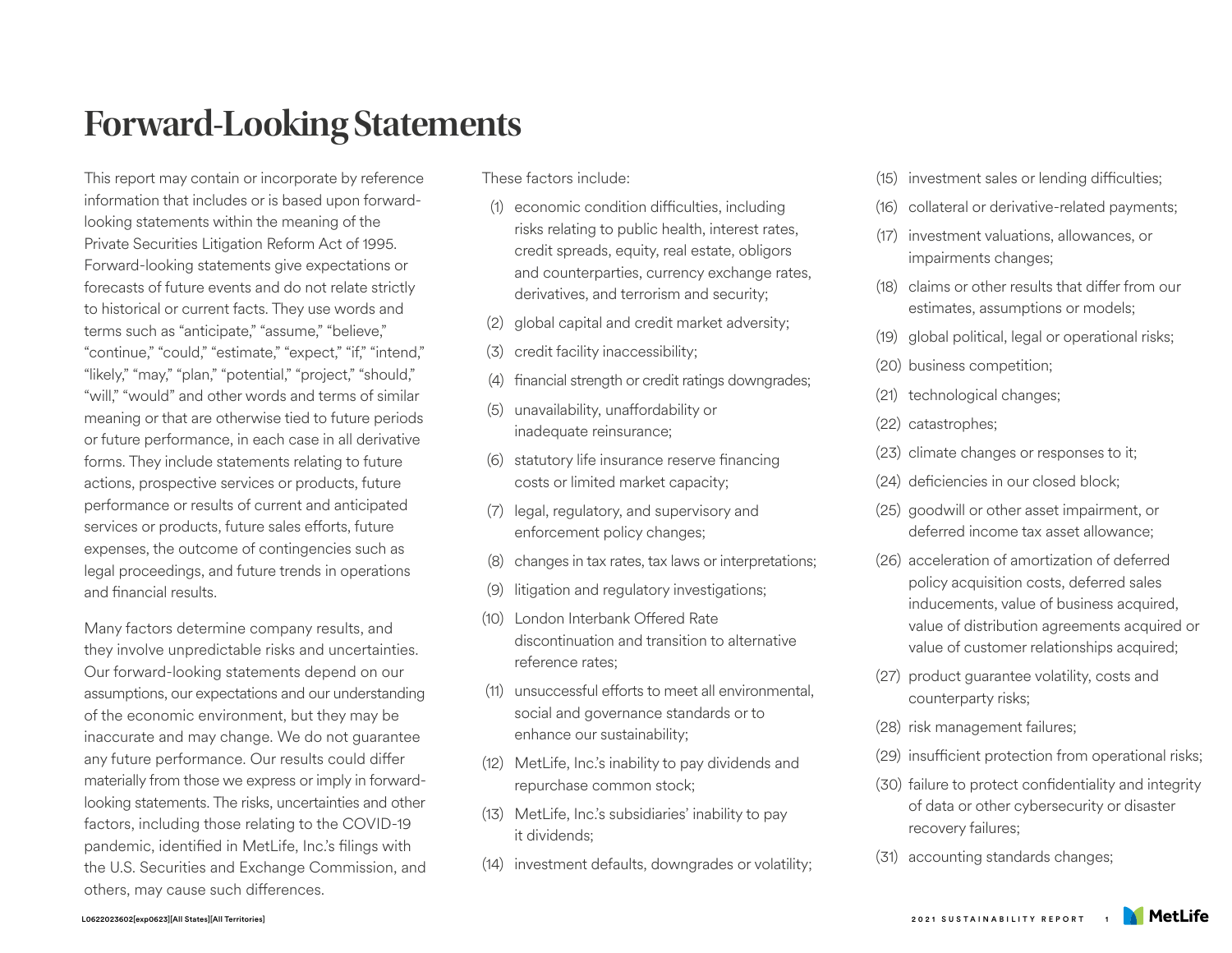# Forward-Looking Statements

This report may contain or incorporate by reference information that includes or is based upon forward-looking statements within the meaning of the Private Securities Litigation Reform Act of 1995. Forward-looking statements give expectations or forecasts of future events and do not relate strictly to historical or current facts. They use words and terms such as "anticipate," "assume," "believe," "continue," "could," "estimate," "expect," "if," "intend," "likely," "may," "plan," "potential," "project," "should," "will," "would" and other words and terms of similar meaning or that are otherwise tied to future periods or future performance, in each case in all derivative forms. They include statements relating to future actions, prospective services or products, future performance or results of current and anticipated services or products, future sales efforts, future expenses, the outcome of contingencies such as legal proceedings, and future trends in operations and financial results.

Many factors determine company results, and they involve unpredictable risks and uncertainties. Our forward-looking statements depend on our assumptions, our expectations and our understanding of the economic environment, but they may be inaccurate and may change. We do not guarantee any future performance. Our results could differ materially from those we express or imply in forward-looking statements. The risks, uncertainties and other factors, including those relating to the COVID-19 pandemic, identified in MetLife, Inc.'s filings with the U.S. Securities and Exchange Commission, and others, may cause such differences.

These factors include:

(1) economic condition difficulties, including risks relating to public health, interest rates, credit spreads, equity, real estate, obligors and counterparties, currency exchange rates, derivatives, and terrorism and security;

(2) global capital and credit market adversity;

(3) credit facility inaccessibility;

(4) financial strength or credit ratings downgrades;

(5) unavailability, unaffordability or inadequate reinsurance;

(6) statutory life insurance reserve financing costs or limited market capacity;

(7) legal, regulatory, and supervisory and enforcement policy changes;

(8) changes in tax rates, tax laws or interpretations;

(9) litigation and regulatory investigations;

(10) London Interbank Offered Rate discontinuation and transition to alternative reference rates;

(11) unsuccessful efforts to meet all environmental, social and governance standards or to enhance our sustainability;

(12) MetLife, Inc.'s inability to pay dividends and repurchase common stock;

(13) MetLife, Inc.'s subsidiaries' inability to pay it dividends;

(14) investment defaults, downgrades or volatility;

(15) investment sales or lending difficulties;

(16) collateral or derivative-related payments;

(17) investment valuations, allowances, or impairments changes;

(18) claims or other results that differ from our estimates, assumptions or models;

(19) global political, legal or operational risks;

(20) business competition;

(21) technological changes;

(22) catastrophes;

(23) climate changes or responses to it;

(24) deficiencies in our closed block;

(25) goodwill or other asset impairment, or deferred income tax asset allowance;

(26) acceleration of amortization of deferred policy acquisition costs, deferred sales inducements, value of business acquired, value of distribution agreements acquired or value of customer relationships acquired;

(27) product guarantee volatility, costs and counterparty risks;

(28) risk management failures;

(29) insufficient protection from operational risks;

(30) failure to protect confidentiality and integrity of data or other cybersecurity or disaster recovery failures;

(31) accounting standards changes;

L0622023602[exp0623][All States][All Territories]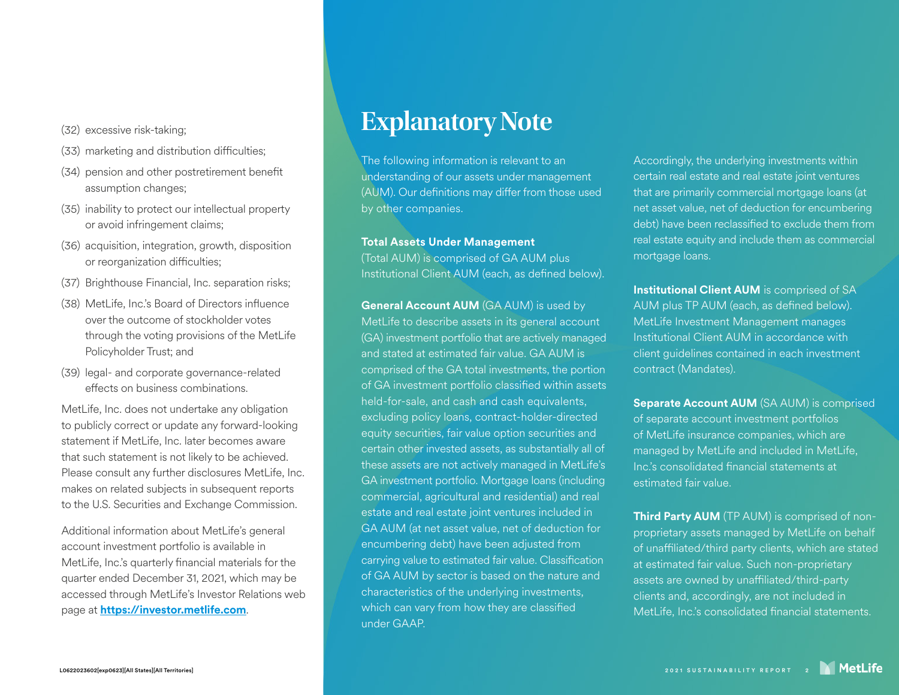(32) excessive risk-taking;

(33) marketing and distribution difficulties;

(34) pension and other postretirement benefit assumption changes;

(35) inability to protect our intellectual property or avoid infringement claims;

(36) acquisition, integration, growth, disposition or reorganization difficulties;

(37) Brighthouse Financial, Inc. separation risks;

(38) MetLife, Inc.'s Board of Directors influence over the outcome of stockholder votes through the voting provisions of the MetLife Policyholder Trust; and

(39) legal- and corporate governance-related effects on business combinations.

MetLife, Inc. does not undertake any obligation to publicly correct or update any forward-looking statement if MetLife, Inc. later becomes aware that such statement is not likely to be achieved. Please consult any further disclosures MetLife, Inc. makes on related subjects in subsequent reports to the U.S. Securities and Exchange Commission.

Additional information about MetLife's general account investment portfolio is available in MetLife, Inc.'s quarterly financial materials for the quarter ended December 31, 2021, which may be accessed through MetLife's Investor Relations web page at **https://investor.metlife.com**.

L0622023602[exp0623][All States][All Territories]

# Explanatory Note

The following information is relevant to an understanding of our assets under management (AUM). Our definitions may differ from those used by other companies.

**Total Assets Under Management** (Total AUM) is comprised of GA AUM plus Institutional Client AUM (each, as defined below).

**General Account AUM** (GA AUM) is used by MetLife to describe assets in its general account (GA) investment portfolio that are actively managed and stated at estimated fair value. GA AUM is comprised of the GA total investments, the portion of GA investment portfolio classified within assets held-for-sale, and cash and cash equivalents, excluding policy loans, contract-holder-directed equity securities, fair value option securities and certain other invested assets, as substantially all of these assets are not actively managed in MetLife's GA investment portfolio. Mortgage loans (including commercial, agricultural and residential) and real estate and real estate joint ventures included in GA AUM (at net asset value, net of deduction for encumbering debt) have been adjusted from carrying value to estimated fair value. Classification of GA AUM by sector is based on the nature and characteristics of the underlying investments, which can vary from how they are classified under GAAP. Accordingly, the underlying investments within certain real estate and real estate joint ventures that are primarily commercial mortgage loans (at net asset value, net of deduction for encumbering debt) have been reclassified to exclude them from real estate equity and include them as commercial mortgage loans.

**Institutional Client AUM** is comprised of SA AUM plus TP AUM (each, as defined below). MetLife Investment Management manages Institutional Client AUM in accordance with client guidelines contained in each investment contract (Mandates).

**Separate Account AUM** (SA AUM) is comprised of separate account investment portfolios of MetLife insurance companies, which are managed by MetLife and included in MetLife, Inc.'s consolidated financial statements at estimated fair value.

**Third Party AUM** (TP AUM) is comprised of non-proprietary assets managed by MetLife on behalf of unaffiliated/third party clients, which are stated at estimated fair value. Such non-proprietary assets are owned by unaffiliated/third-party clients and, accordingly, are not included in MetLife, Inc.'s consolidated financial statements.